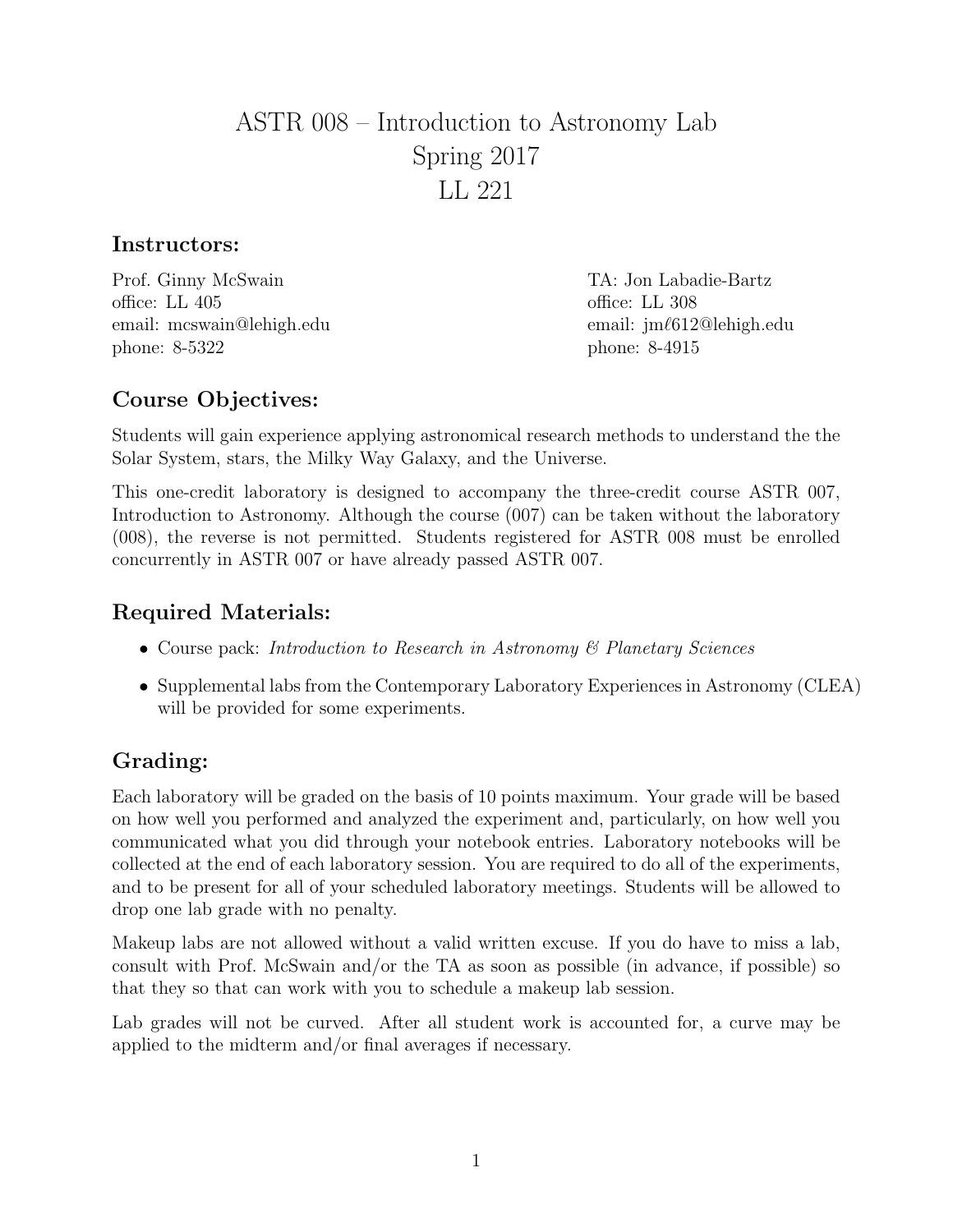# ASTR 008 – Introduction to Astronomy Lab
# Spring 2017
# LL 221

## Instructors:

Prof. Ginny McSwain
office: LL 405
email: mcswain@lehigh.edu
phone: 8-5322

TA: Jon Labadie-Bartz
office: LL 308
email: jmℓ612@lehigh.edu
phone: 8-4915

## Course Objectives:

Students will gain experience applying astronomical research methods to understand the the Solar System, stars, the Milky Way Galaxy, and the Universe.

This one-credit laboratory is designed to accompany the three-credit course ASTR 007, Introduction to Astronomy. Although the course (007) can be taken without the laboratory (008), the reverse is not permitted. Students registered for ASTR 008 must be enrolled concurrently in ASTR 007 or have already passed ASTR 007.

## Required Materials:

- Course pack: *Introduction to Research in Astronomy & Planetary Sciences*
- Supplemental labs from the Contemporary Laboratory Experiences in Astronomy (CLEA) will be provided for some experiments.

## Grading:

Each laboratory will be graded on the basis of 10 points maximum. Your grade will be based on how well you performed and analyzed the experiment and, particularly, on how well you communicated what you did through your notebook entries. Laboratory notebooks will be collected at the end of each laboratory session. You are required to do all of the experiments, and to be present for all of your scheduled laboratory meetings. Students will be allowed to drop one lab grade with no penalty.

Makeup labs are not allowed without a valid written excuse. If you do have to miss a lab, consult with Prof. McSwain and/or the TA as soon as possible (in advance, if possible) so that they so that can work with you to schedule a makeup lab session.

Lab grades will not be curved. After all student work is accounted for, a curve may be applied to the midterm and/or final averages if necessary.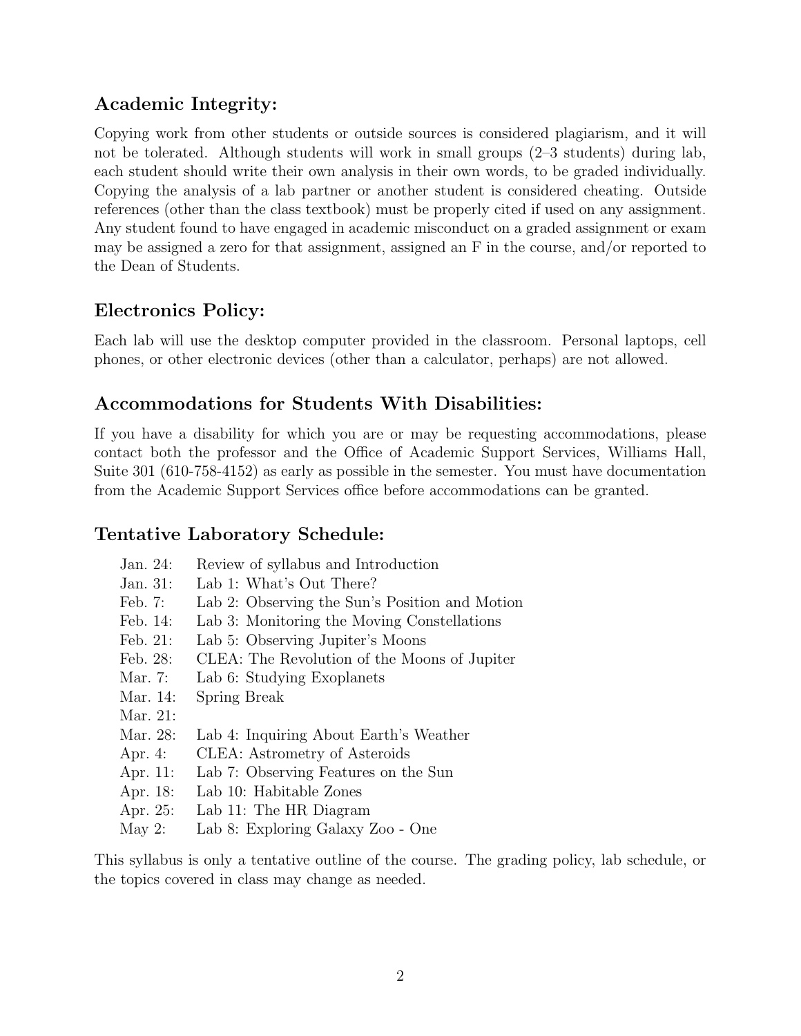## Academic Integrity:

Copying work from other students or outside sources is considered plagiarism, and it will not be tolerated. Although students will work in small groups (2–3 students) during lab, each student should write their own analysis in their own words, to be graded individually. Copying the analysis of a lab partner or another student is considered cheating. Outside references (other than the class textbook) must be properly cited if used on any assignment. Any student found to have engaged in academic misconduct on a graded assignment or exam may be assigned a zero for that assignment, assigned an F in the course, and/or reported to the Dean of Students.

## Electronics Policy:

Each lab will use the desktop computer provided in the classroom. Personal laptops, cell phones, or other electronic devices (other than a calculator, perhaps) are not allowed.

## Accommodations for Students With Disabilities:

If you have a disability for which you are or may be requesting accommodations, please contact both the professor and the Office of Academic Support Services, Williams Hall, Suite 301 (610-758-4152) as early as possible in the semester. You must have documentation from the Academic Support Services office before accommodations can be granted.

## Tentative Laboratory Schedule:

| | |
|---|---|
| Jan. 24: | Review of syllabus and Introduction |
| Jan. 31: | Lab 1: What's Out There? |
| Feb. 7: | Lab 2: Observing the Sun's Position and Motion |
| Feb. 14: | Lab 3: Monitoring the Moving Constellations |
| Feb. 21: | Lab 5: Observing Jupiter's Moons |
| Feb. 28: | CLEA: The Revolution of the Moons of Jupiter |
| Mar. 7: | Lab 6: Studying Exoplanets |
| Mar. 14: | Spring Break |
| Mar. 21: | |
| Mar. 28: | Lab 4: Inquiring About Earth's Weather |
| Apr. 4: | CLEA: Astrometry of Asteroids |
| Apr. 11: | Lab 7: Observing Features on the Sun |
| Apr. 18: | Lab 10: Habitable Zones |
| Apr. 25: | Lab 11: The HR Diagram |
| May 2: | Lab 8: Exploring Galaxy Zoo - One |

This syllabus is only a tentative outline of the course. The grading policy, lab schedule, or the topics covered in class may change as needed.